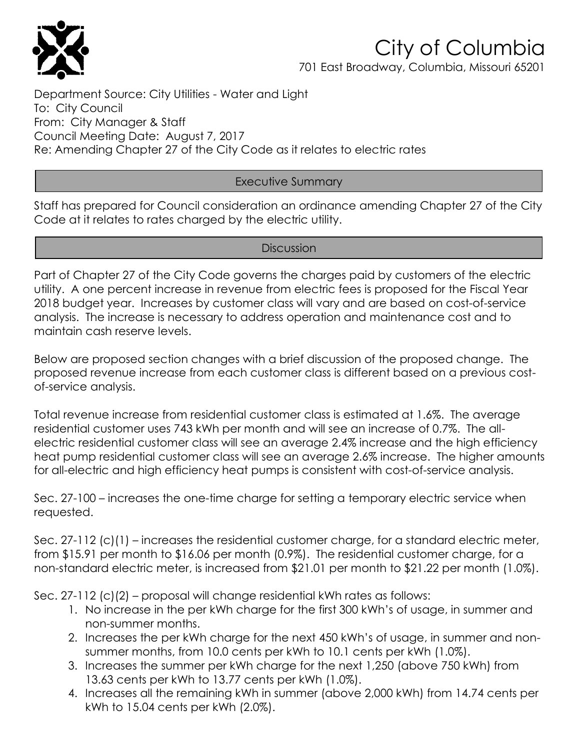# City of Columbia

701 East Broadway, Columbia, Missouri 65201

Department Source: City Utilities - Water and Light
To: City Council
From: City Manager & Staff
Council Meeting Date: August 7, 2017
Re: Amending Chapter 27 of the City Code as it relates to electric rates

## Executive Summary

Staff has prepared for Council consideration an ordinance amending Chapter 27 of the City Code at it relates to rates charged by the electric utility.

## Discussion

Part of Chapter 27 of the City Code governs the charges paid by customers of the electric utility. A one percent increase in revenue from electric fees is proposed for the Fiscal Year 2018 budget year. Increases by customer class will vary and are based on cost-of-service analysis. The increase is necessary to address operation and maintenance cost and to maintain cash reserve levels.

Below are proposed section changes with a brief discussion of the proposed change. The proposed revenue increase from each customer class is different based on a previous cost-of-service analysis.

Total revenue increase from residential customer class is estimated at 1.6%. The average residential customer uses 743 kWh per month and will see an increase of 0.7%. The all-electric residential customer class will see an average 2.4% increase and the high efficiency heat pump residential customer class will see an average 2.6% increase. The higher amounts for all-electric and high efficiency heat pumps is consistent with cost-of-service analysis.

Sec. 27-100 – increases the one-time charge for setting a temporary electric service when requested.

Sec. 27-112 (c)(1) – increases the residential customer charge, for a standard electric meter, from $15.91 per month to $16.06 per month (0.9%). The residential customer charge, for a non-standard electric meter, is increased from $21.01 per month to $21.22 per month (1.0%).

Sec. 27-112 (c)(2) – proposal will change residential kWh rates as follows:

1. No increase in the per kWh charge for the first 300 kWh's of usage, in summer and non-summer months.
2. Increases the per kWh charge for the next 450 kWh's of usage, in summer and non-summer months, from 10.0 cents per kWh to 10.1 cents per kWh (1.0%).
3. Increases the summer per kWh charge for the next 1,250 (above 750 kWh) from 13.63 cents per kWh to 13.77 cents per kWh (1.0%).
4. Increases all the remaining kWh in summer (above 2,000 kWh) from 14.74 cents per kWh to 15.04 cents per kWh (2.0%).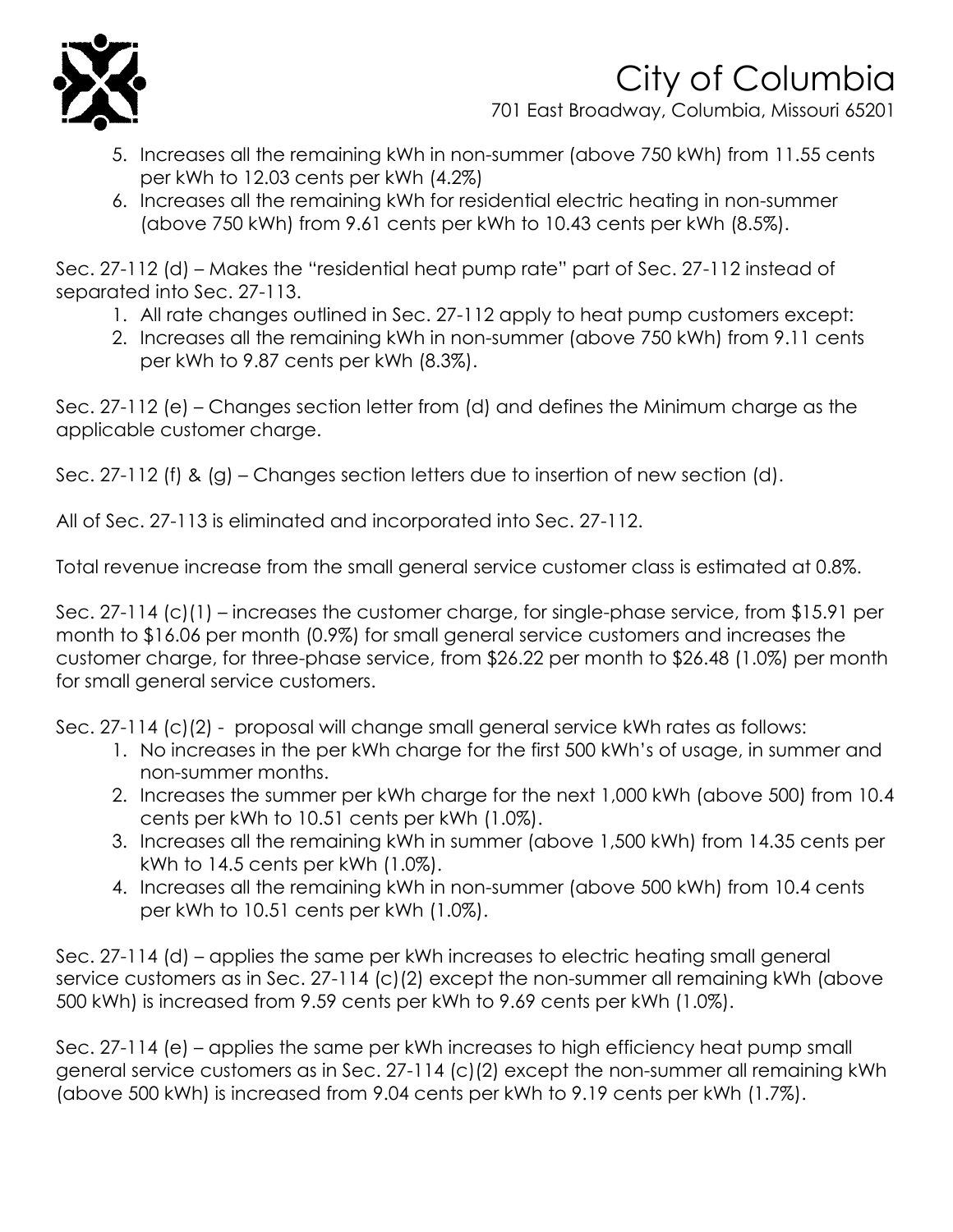5. Increases all the remaining kWh in non-summer (above 750 kWh) from 11.55 cents per kWh to 12.03 cents per kWh (4.2%)
6. Increases all the remaining kWh for residential electric heating in non-summer (above 750 kWh) from 9.61 cents per kWh to 10.43 cents per kWh (8.5%).

Sec. 27-112 (d) – Makes the "residential heat pump rate" part of Sec. 27-112 instead of separated into Sec. 27-113.

1. All rate changes outlined in Sec. 27-112 apply to heat pump customers except:
2. Increases all the remaining kWh in non-summer (above 750 kWh) from 9.11 cents per kWh to 9.87 cents per kWh (8.3%).

Sec. 27-112 (e) – Changes section letter from (d) and defines the Minimum charge as the applicable customer charge.

Sec. 27-112 (f) & (g) – Changes section letters due to insertion of new section (d).

All of Sec. 27-113 is eliminated and incorporated into Sec. 27-112.

Total revenue increase from the small general service customer class is estimated at 0.8%.

Sec. 27-114 (c)(1) – increases the customer charge, for single-phase service, from $15.91 per month to $16.06 per month (0.9%) for small general service customers and increases the customer charge, for three-phase service, from $26.22 per month to $26.48 (1.0%) per month for small general service customers.

Sec. 27-114 (c)(2) - proposal will change small general service kWh rates as follows:

1. No increases in the per kWh charge for the first 500 kWh's of usage, in summer and non-summer months.
2. Increases the summer per kWh charge for the next 1,000 kWh (above 500) from 10.4 cents per kWh to 10.51 cents per kWh (1.0%).
3. Increases all the remaining kWh in summer (above 1,500 kWh) from 14.35 cents per kWh to 14.5 cents per kWh (1.0%).
4. Increases all the remaining kWh in non-summer (above 500 kWh) from 10.4 cents per kWh to 10.51 cents per kWh (1.0%).

Sec. 27-114 (d) – applies the same per kWh increases to electric heating small general service customers as in Sec. 27-114 (c)(2) except the non-summer all remaining kWh (above 500 kWh) is increased from 9.59 cents per kWh to 9.69 cents per kWh (1.0%).

Sec. 27-114 (e) – applies the same per kWh increases to high efficiency heat pump small general service customers as in Sec. 27-114 (c)(2) except the non-summer all remaining kWh (above 500 kWh) is increased from 9.04 cents per kWh to 9.19 cents per kWh (1.7%).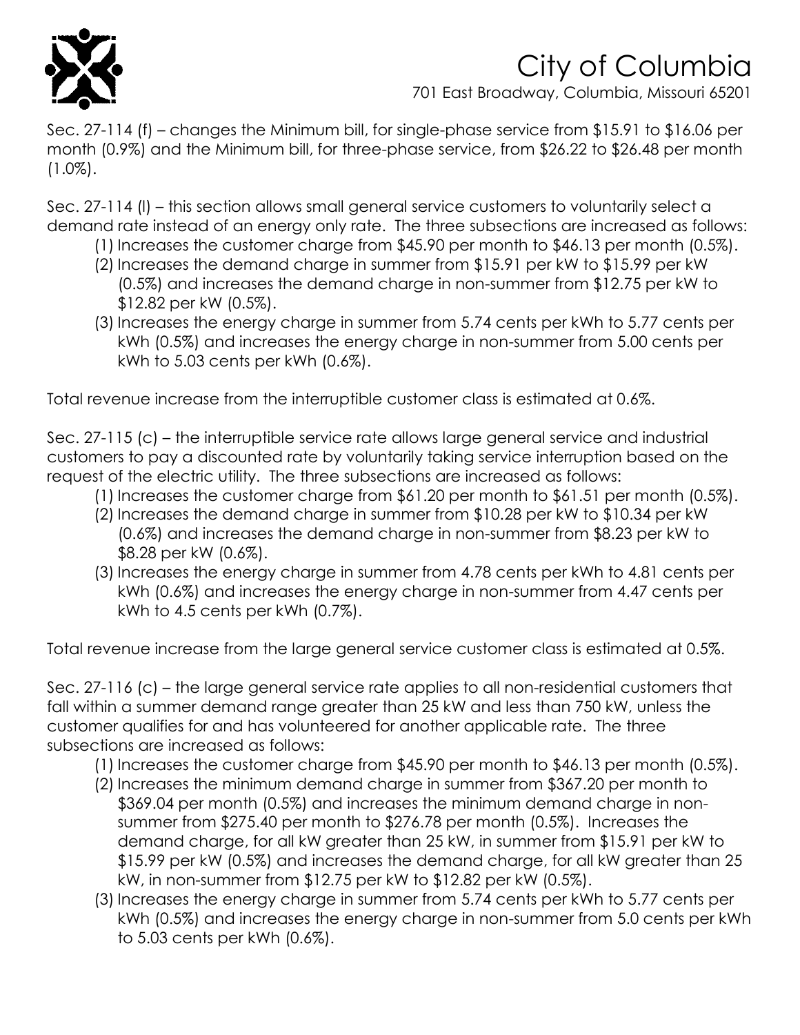Sec. 27-114 (f) – changes the Minimum bill, for single-phase service from $15.91 to $16.06 per month (0.9%) and the Minimum bill, for three-phase service, from $26.22 to $26.48 per month (1.0%).

Sec. 27-114 (l) – this section allows small general service customers to voluntarily select a demand rate instead of an energy only rate. The three subsections are increased as follows:

(1) Increases the customer charge from $45.90 per month to $46.13 per month (0.5%).
(2) Increases the demand charge in summer from $15.91 per kW to $15.99 per kW (0.5%) and increases the demand charge in non-summer from $12.75 per kW to $12.82 per kW (0.5%).
(3) Increases the energy charge in summer from 5.74 cents per kWh to 5.77 cents per kWh (0.5%) and increases the energy charge in non-summer from 5.00 cents per kWh to 5.03 cents per kWh (0.6%).

Total revenue increase from the interruptible customer class is estimated at 0.6%.

Sec. 27-115 (c) – the interruptible service rate allows large general service and industrial customers to pay a discounted rate by voluntarily taking service interruption based on the request of the electric utility. The three subsections are increased as follows:

(1) Increases the customer charge from $61.20 per month to $61.51 per month (0.5%).
(2) Increases the demand charge in summer from $10.28 per kW to $10.34 per kW (0.6%) and increases the demand charge in non-summer from $8.23 per kW to $8.28 per kW (0.6%).
(3) Increases the energy charge in summer from 4.78 cents per kWh to 4.81 cents per kWh (0.6%) and increases the energy charge in non-summer from 4.47 cents per kWh to 4.5 cents per kWh (0.7%).

Total revenue increase from the large general service customer class is estimated at 0.5%.

Sec. 27-116 (c) – the large general service rate applies to all non-residential customers that fall within a summer demand range greater than 25 kW and less than 750 kW, unless the customer qualifies for and has volunteered for another applicable rate. The three subsections are increased as follows:

(1) Increases the customer charge from $45.90 per month to $46.13 per month (0.5%).
(2) Increases the minimum demand charge in summer from $367.20 per month to $369.04 per month (0.5%) and increases the minimum demand charge in non-summer from $275.40 per month to $276.78 per month (0.5%). Increases the demand charge, for all kW greater than 25 kW, in summer from $15.91 per kW to $15.99 per kW (0.5%) and increases the demand charge, for all kW greater than 25 kW, in non-summer from $12.75 per kW to $12.82 per kW (0.5%).
(3) Increases the energy charge in summer from 5.74 cents per kWh to 5.77 cents per kWh (0.5%) and increases the energy charge in non-summer from 5.0 cents per kWh to 5.03 cents per kWh (0.6%).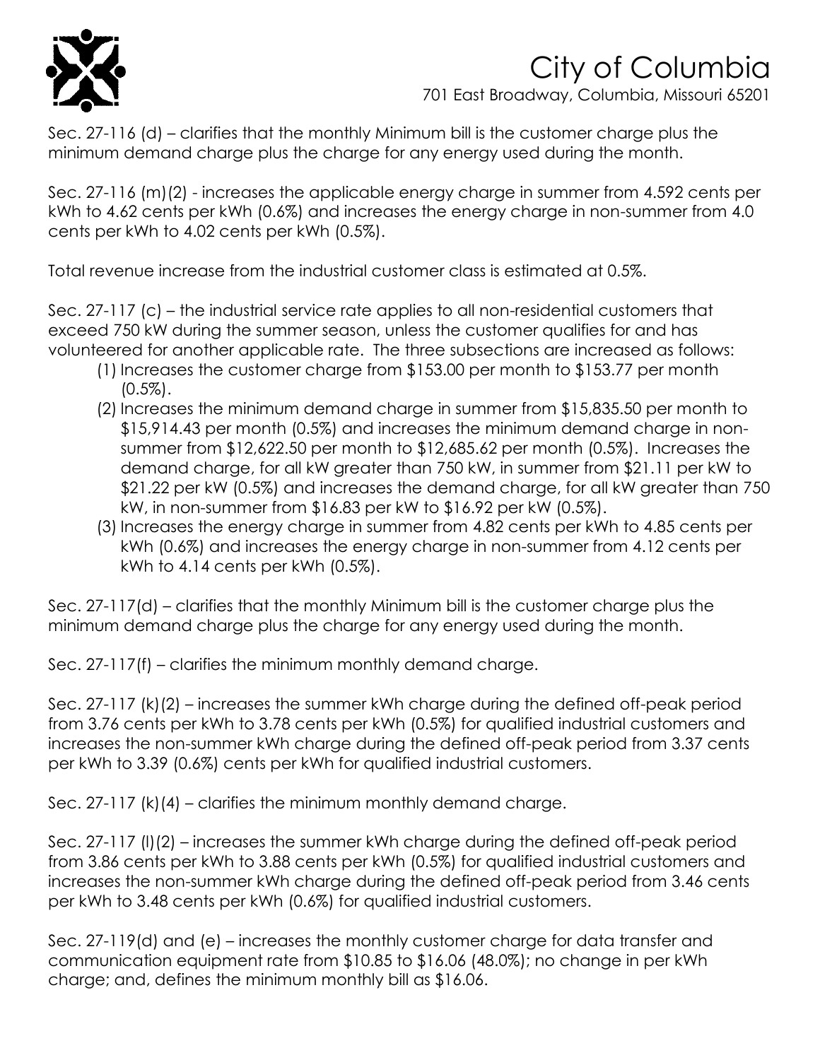Sec. 27-116 (d) – clarifies that the monthly Minimum bill is the customer charge plus the minimum demand charge plus the charge for any energy used during the month.

Sec. 27-116 (m)(2) - increases the applicable energy charge in summer from 4.592 cents per kWh to 4.62 cents per kWh (0.6%) and increases the energy charge in non-summer from 4.0 cents per kWh to 4.02 cents per kWh (0.5%).

Total revenue increase from the industrial customer class is estimated at 0.5%.

Sec. 27-117 (c) – the industrial service rate applies to all non-residential customers that exceed 750 kW during the summer season, unless the customer qualifies for and has volunteered for another applicable rate. The three subsections are increased as follows:

(1) Increases the customer charge from $153.00 per month to $153.77 per month (0.5%).
(2) Increases the minimum demand charge in summer from $15,835.50 per month to $15,914.43 per month (0.5%) and increases the minimum demand charge in non-summer from $12,622.50 per month to $12,685.62 per month (0.5%). Increases the demand charge, for all kW greater than 750 kW, in summer from $21.11 per kW to $21.22 per kW (0.5%) and increases the demand charge, for all kW greater than 750 kW, in non-summer from $16.83 per kW to $16.92 per kW (0.5%).
(3) Increases the energy charge in summer from 4.82 cents per kWh to 4.85 cents per kWh (0.6%) and increases the energy charge in non-summer from 4.12 cents per kWh to 4.14 cents per kWh (0.5%).

Sec. 27-117(d) – clarifies that the monthly Minimum bill is the customer charge plus the minimum demand charge plus the charge for any energy used during the month.

Sec. 27-117(f) – clarifies the minimum monthly demand charge.

Sec. 27-117 (k)(2) – increases the summer kWh charge during the defined off-peak period from 3.76 cents per kWh to 3.78 cents per kWh (0.5%) for qualified industrial customers and increases the non-summer kWh charge during the defined off-peak period from 3.37 cents per kWh to 3.39 (0.6%) cents per kWh for qualified industrial customers.

Sec. 27-117 (k)(4) – clarifies the minimum monthly demand charge.

Sec. 27-117 (l)(2) – increases the summer kWh charge during the defined off-peak period from 3.86 cents per kWh to 3.88 cents per kWh (0.5%) for qualified industrial customers and increases the non-summer kWh charge during the defined off-peak period from 3.46 cents per kWh to 3.48 cents per kWh (0.6%) for qualified industrial customers.

Sec. 27-119(d) and (e) – increases the monthly customer charge for data transfer and communication equipment rate from $10.85 to $16.06 (48.0%); no change in per kWh charge; and, defines the minimum monthly bill as $16.06.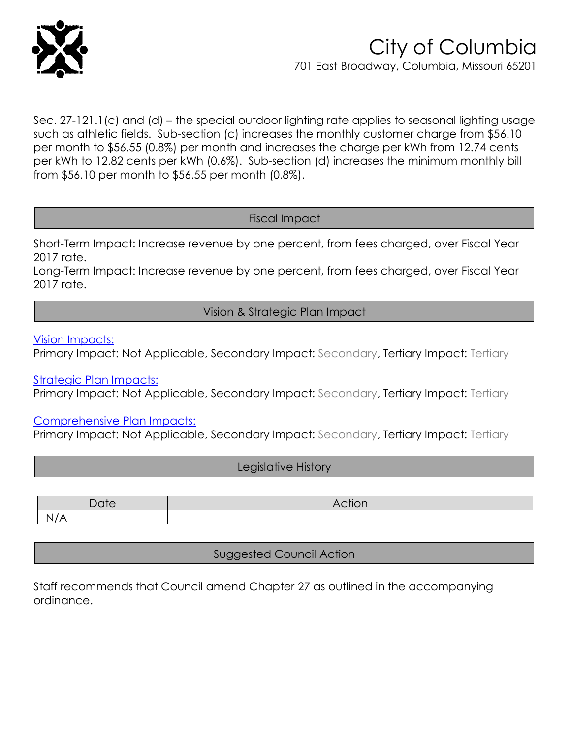Sec. 27-121.1(c) and (d) – the special outdoor lighting rate applies to seasonal lighting usage such as athletic fields. Sub-section (c) increases the monthly customer charge from $56.10 per month to $56.55 (0.8%) per month and increases the charge per kWh from 12.74 cents per kWh to 12.82 cents per kWh (0.6%). Sub-section (d) increases the minimum monthly bill from $56.10 per month to $56.55 per month (0.8%).

## Fiscal Impact

Short-Term Impact: Increase revenue by one percent, from fees charged, over Fiscal Year 2017 rate.
Long-Term Impact: Increase revenue by one percent, from fees charged, over Fiscal Year 2017 rate.

## Vision & Strategic Plan Impact

Vision Impacts:
Primary Impact: Not Applicable, Secondary Impact: Secondary, Tertiary Impact: Tertiary

Strategic Plan Impacts:
Primary Impact: Not Applicable, Secondary Impact: Secondary, Tertiary Impact: Tertiary

Comprehensive Plan Impacts:
Primary Impact: Not Applicable, Secondary Impact: Secondary, Tertiary Impact: Tertiary

## Legislative History

| Date | Action |
|---|---|
| N/A | |

## Suggested Council Action

Staff recommends that Council amend Chapter 27 as outlined in the accompanying ordinance.